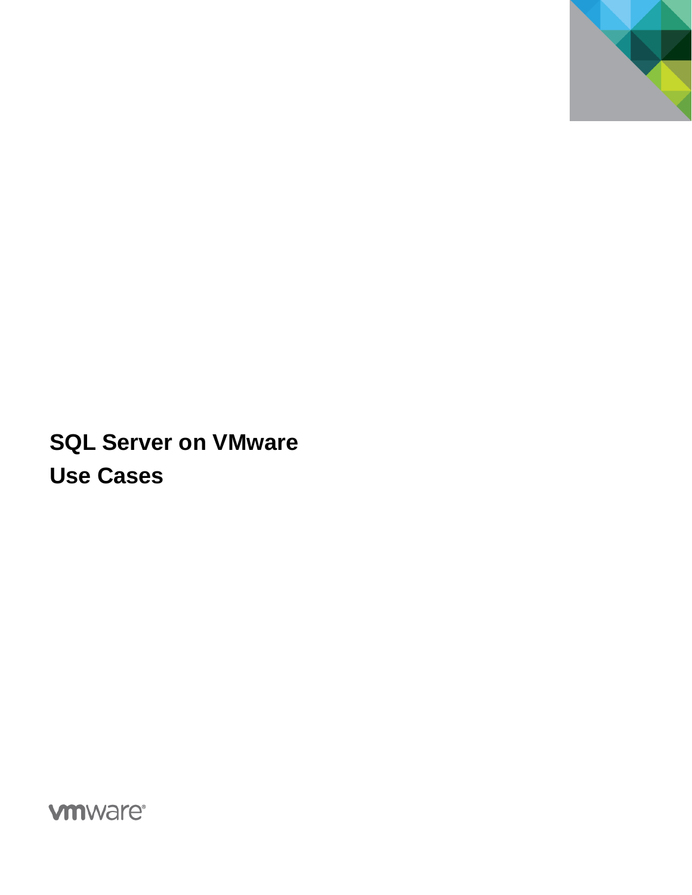# SQL Server on VMware Use Cases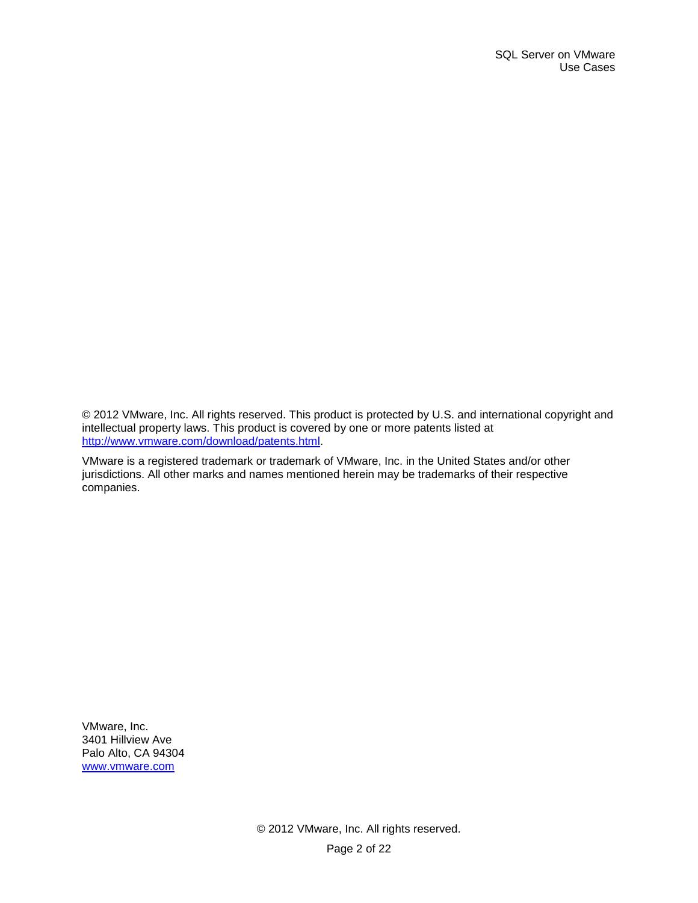© 2012 VMware, Inc. All rights reserved. This product is protected by U.S. and international copyright and intellectual property laws. This product is covered by one or more patents listed at http://www.vmware.com/download/patents.html.

VMware is a registered trademark or trademark of VMware, Inc. in the United States and/or other jurisdictions. All other marks and names mentioned herein may be trademarks of their respective companies.

VMware, Inc.
3401 Hillview Ave
Palo Alto, CA 94304
www.vmware.com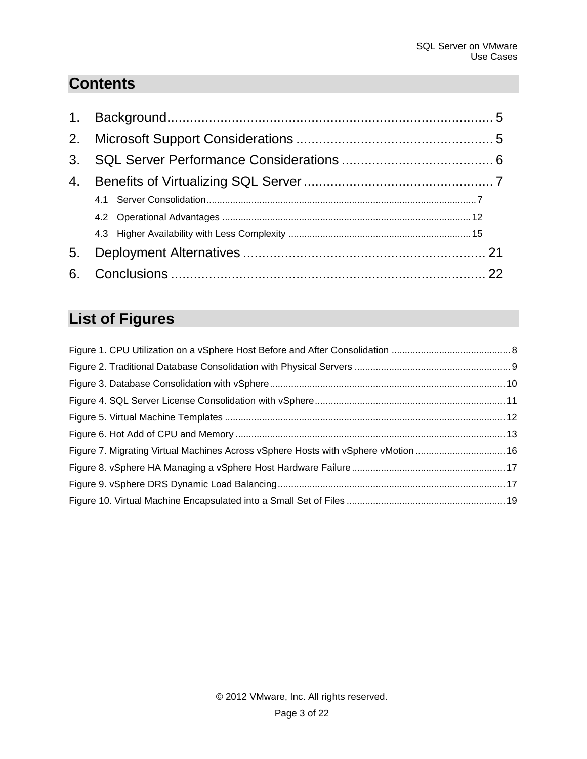## Contents

1. Background ........................................................................................ 5
2. Microsoft Support Considerations ...................................................... 5
3. SQL Server Performance Considerations ........................................... 6
4. Benefits of Virtualizing SQL Server .................................................... 7
   - 4.1 Server Consolidation ........................................................................................ 7
   - 4.2 Operational Advantages ................................................................................... 12
   - 4.3 Higher Availability with Less Complexity ......................................................... 15
5. Deployment Alternatives ................................................................... 21
6. Conclusions ...................................................................................... 22

## List of Figures

Figure 1. CPU Utilization on a vSphere Host Before and After Consolidation ............................................ 8
Figure 2. Traditional Database Consolidation with Physical Servers .......................................................... 9
Figure 3. Database Consolidation with vSphere ......................................................................................... 10
Figure 4. SQL Server License Consolidation with vSphere ........................................................................ 11
Figure 5. Virtual Machine Templates .......................................................................................................... 12
Figure 6. Hot Add of CPU and Memory ...................................................................................................... 13
Figure 7. Migrating Virtual Machines Across vSphere Hosts with vSphere vMotion .................................. 16
Figure 8. vSphere HA Managing a vSphere Host Hardware Failure .......................................................... 17
Figure 9. vSphere DRS Dynamic Load Balancing ...................................................................................... 17
Figure 10. Virtual Machine Encapsulated into a Small Set of Files ............................................................ 19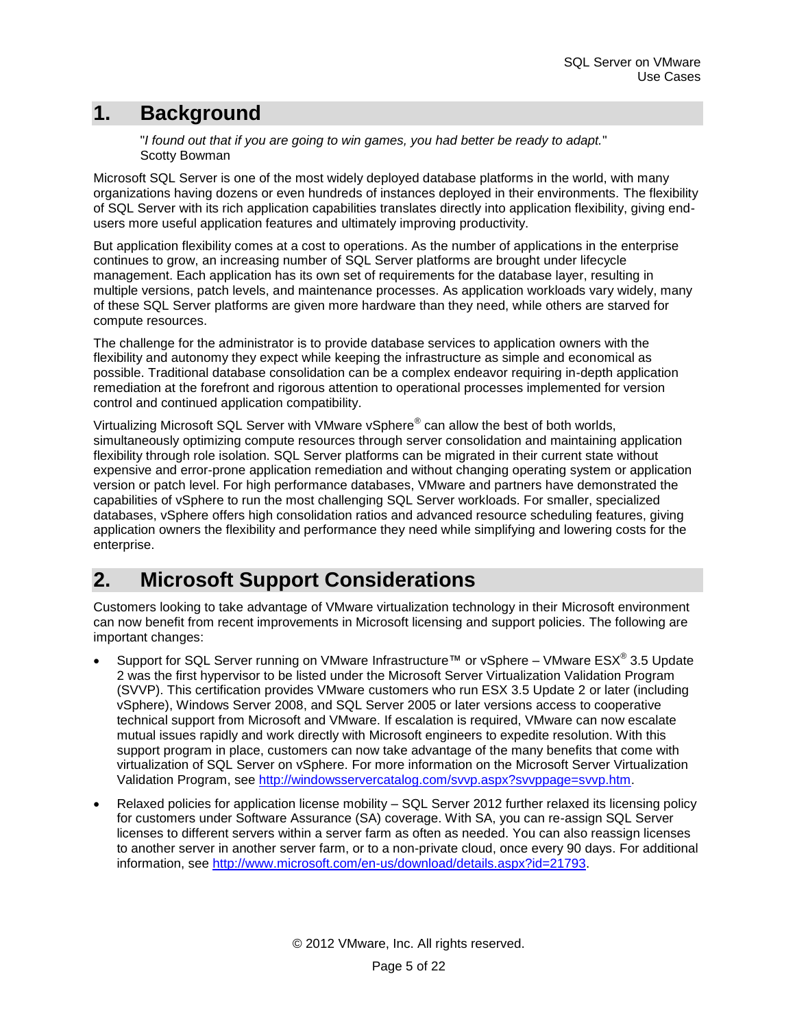# 1. Background

"*I found out that if you are going to win games, you had better be ready to adapt.*"
Scotty Bowman

Microsoft SQL Server is one of the most widely deployed database platforms in the world, with many organizations having dozens or even hundreds of instances deployed in their environments. The flexibility of SQL Server with its rich application capabilities translates directly into application flexibility, giving end-users more useful application features and ultimately improving productivity.

But application flexibility comes at a cost to operations. As the number of applications in the enterprise continues to grow, an increasing number of SQL Server platforms are brought under lifecycle management. Each application has its own set of requirements for the database layer, resulting in multiple versions, patch levels, and maintenance processes. As application workloads vary widely, many of these SQL Server platforms are given more hardware than they need, while others are starved for compute resources.

The challenge for the administrator is to provide database services to application owners with the flexibility and autonomy they expect while keeping the infrastructure as simple and economical as possible. Traditional database consolidation can be a complex endeavor requiring in-depth application remediation at the forefront and rigorous attention to operational processes implemented for version control and continued application compatibility.

Virtualizing Microsoft SQL Server with VMware vSphere® can allow the best of both worlds, simultaneously optimizing compute resources through server consolidation and maintaining application flexibility through role isolation. SQL Server platforms can be migrated in their current state without expensive and error-prone application remediation and without changing operating system or application version or patch level. For high performance databases, VMware and partners have demonstrated the capabilities of vSphere to run the most challenging SQL Server workloads. For smaller, specialized databases, vSphere offers high consolidation ratios and advanced resource scheduling features, giving application owners the flexibility and performance they need while simplifying and lowering costs for the enterprise.

# 2. Microsoft Support Considerations

Customers looking to take advantage of VMware virtualization technology in their Microsoft environment can now benefit from recent improvements in Microsoft licensing and support policies. The following are important changes:

- Support for SQL Server running on VMware Infrastructure™ or vSphere – VMware ESX® 3.5 Update 2 was the first hypervisor to be listed under the Microsoft Server Virtualization Validation Program (SVVP). This certification provides VMware customers who run ESX 3.5 Update 2 or later (including vSphere), Windows Server 2008, and SQL Server 2005 or later versions access to cooperative technical support from Microsoft and VMware. If escalation is required, VMware can now escalate mutual issues rapidly and work directly with Microsoft engineers to expedite resolution. With this support program in place, customers can now take advantage of the many benefits that come with virtualization of SQL Server on vSphere. For more information on the Microsoft Server Virtualization Validation Program, see http://windowsservercatalog.com/svvp.aspx?svvppage=svvp.htm.
- Relaxed policies for application license mobility – SQL Server 2012 further relaxed its licensing policy for customers under Software Assurance (SA) coverage. With SA, you can re-assign SQL Server licenses to different servers within a server farm as often as needed. You can also reassign licenses to another server in another server farm, or to a non-private cloud, once every 90 days. For additional information, see http://www.microsoft.com/en-us/download/details.aspx?id=21793.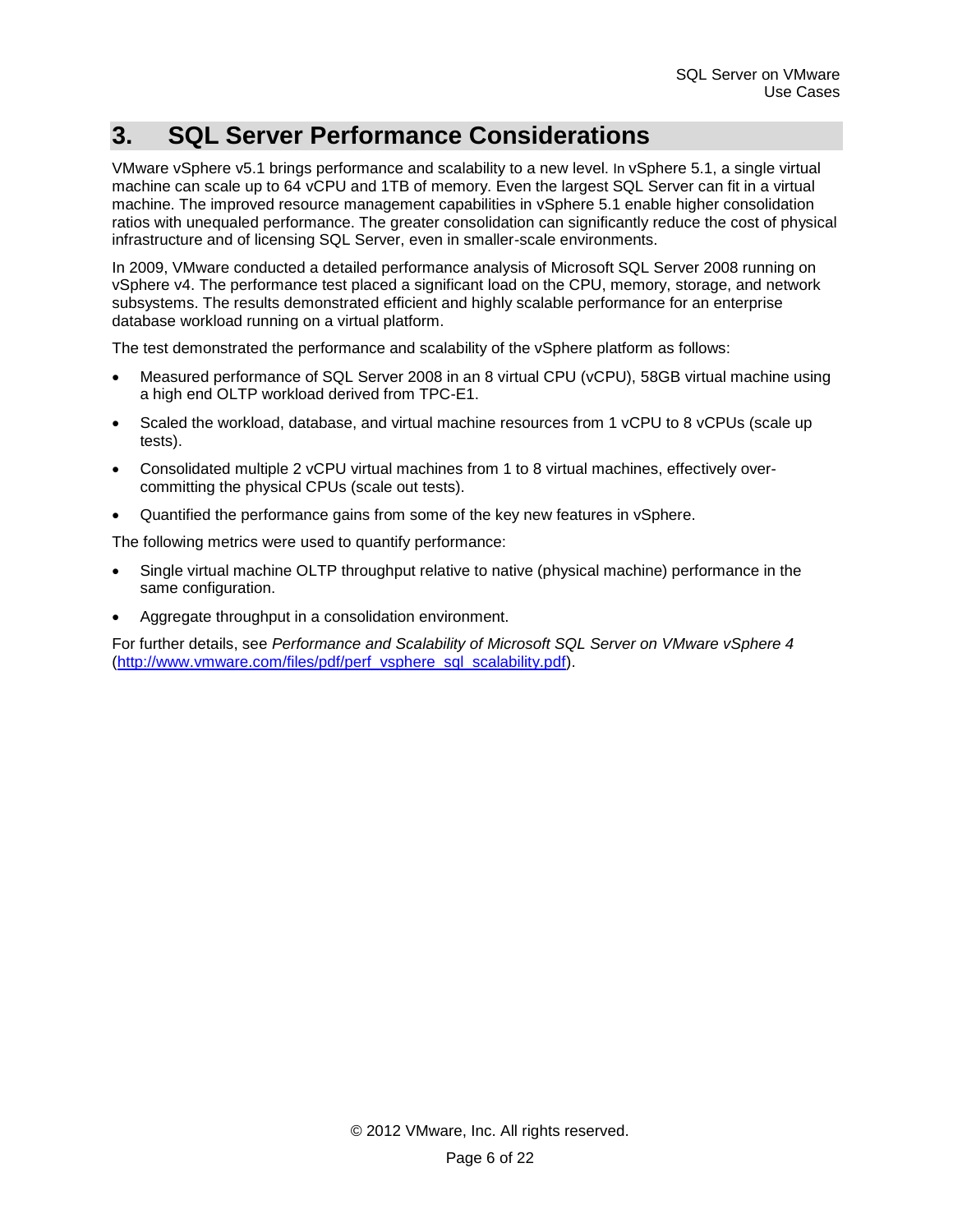# 3. SQL Server Performance Considerations

VMware vSphere v5.1 brings performance and scalability to a new level. In vSphere 5.1, a single virtual machine can scale up to 64 vCPU and 1TB of memory. Even the largest SQL Server can fit in a virtual machine. The improved resource management capabilities in vSphere 5.1 enable higher consolidation ratios with unequaled performance. The greater consolidation can significantly reduce the cost of physical infrastructure and of licensing SQL Server, even in smaller-scale environments.

In 2009, VMware conducted a detailed performance analysis of Microsoft SQL Server 2008 running on vSphere v4. The performance test placed a significant load on the CPU, memory, storage, and network subsystems. The results demonstrated efficient and highly scalable performance for an enterprise database workload running on a virtual platform.

The test demonstrated the performance and scalability of the vSphere platform as follows:

- Measured performance of SQL Server 2008 in an 8 virtual CPU (vCPU), 58GB virtual machine using a high end OLTP workload derived from TPC-E1.
- Scaled the workload, database, and virtual machine resources from 1 vCPU to 8 vCPUs (scale up tests).
- Consolidated multiple 2 vCPU virtual machines from 1 to 8 virtual machines, effectively over-committing the physical CPUs (scale out tests).
- Quantified the performance gains from some of the key new features in vSphere.

The following metrics were used to quantify performance:

- Single virtual machine OLTP throughput relative to native (physical machine) performance in the same configuration.
- Aggregate throughput in a consolidation environment.

For further details, see *Performance and Scalability of Microsoft SQL Server on VMware vSphere 4* (http://www.vmware.com/files/pdf/perf_vsphere_sql_scalability.pdf).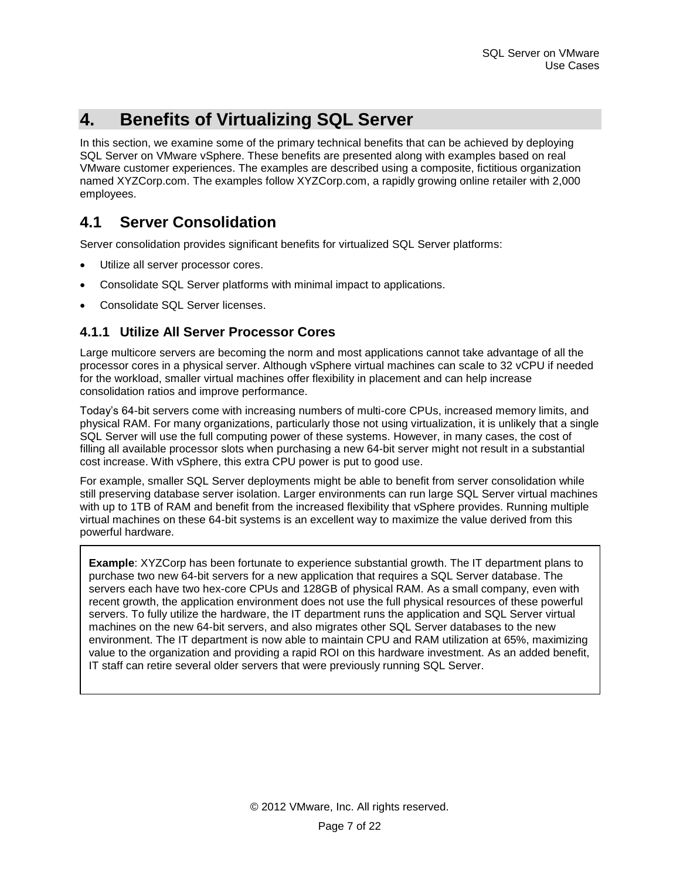# 4. Benefits of Virtualizing SQL Server

In this section, we examine some of the primary technical benefits that can be achieved by deploying SQL Server on VMware vSphere. These benefits are presented along with examples based on real VMware customer experiences. The examples are described using a composite, fictitious organization named XYZCorp.com. The examples follow XYZCorp.com, a rapidly growing online retailer with 2,000 employees.

## 4.1 Server Consolidation

Server consolidation provides significant benefits for virtualized SQL Server platforms:

- Utilize all server processor cores.
- Consolidate SQL Server platforms with minimal impact to applications.
- Consolidate SQL Server licenses.

### 4.1.1 Utilize All Server Processor Cores

Large multicore servers are becoming the norm and most applications cannot take advantage of all the processor cores in a physical server. Although vSphere virtual machines can scale to 32 vCPU if needed for the workload, smaller virtual machines offer flexibility in placement and can help increase consolidation ratios and improve performance.

Today's 64-bit servers come with increasing numbers of multi-core CPUs, increased memory limits, and physical RAM. For many organizations, particularly those not using virtualization, it is unlikely that a single SQL Server will use the full computing power of these systems. However, in many cases, the cost of filling all available processor slots when purchasing a new 64-bit server might not result in a substantial cost increase. With vSphere, this extra CPU power is put to good use.

For example, smaller SQL Server deployments might be able to benefit from server consolidation while still preserving database server isolation. Larger environments can run large SQL Server virtual machines with up to 1TB of RAM and benefit from the increased flexibility that vSphere provides. Running multiple virtual machines on these 64-bit systems is an excellent way to maximize the value derived from this powerful hardware.

**Example**: XYZCorp has been fortunate to experience substantial growth. The IT department plans to purchase two new 64-bit servers for a new application that requires a SQL Server database. The servers each have two hex-core CPUs and 128GB of physical RAM. As a small company, even with recent growth, the application environment does not use the full physical resources of these powerful servers. To fully utilize the hardware, the IT department runs the application and SQL Server virtual machines on the new 64-bit servers, and also migrates other SQL Server databases to the new environment. The IT department is now able to maintain CPU and RAM utilization at 65%, maximizing value to the organization and providing a rapid ROI on this hardware investment. As an added benefit, IT staff can retire several older servers that were previously running SQL Server.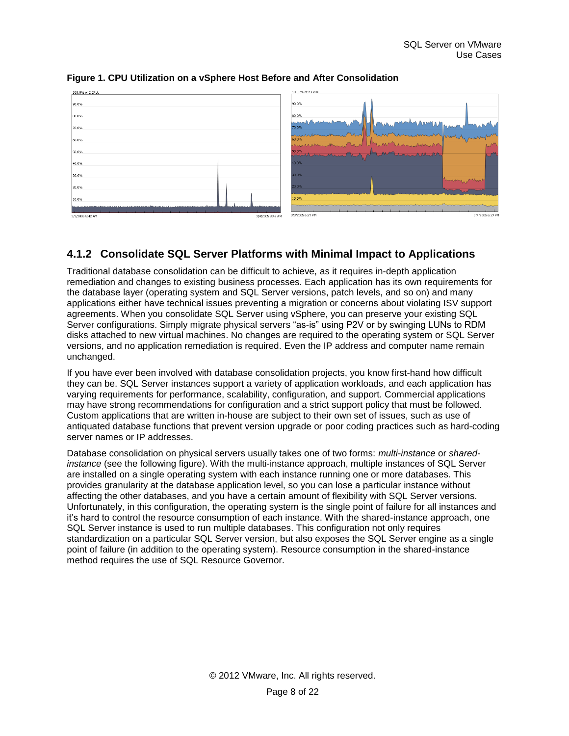**Figure 1. CPU Utilization on a vSphere Host Before and After Consolidation**

### 4.1.2 Consolidate SQL Server Platforms with Minimal Impact to Applications

Traditional database consolidation can be difficult to achieve, as it requires in-depth application remediation and changes to existing business processes. Each application has its own requirements for the database layer (operating system and SQL Server versions, patch levels, and so on) and many applications either have technical issues preventing a migration or concerns about violating ISV support agreements. When you consolidate SQL Server using vSphere, you can preserve your existing SQL Server configurations. Simply migrate physical servers "as-is" using P2V or by swinging LUNs to RDM disks attached to new virtual machines. No changes are required to the operating system or SQL Server versions, and no application remediation is required. Even the IP address and computer name remain unchanged.

If you have ever been involved with database consolidation projects, you know first-hand how difficult they can be. SQL Server instances support a variety of application workloads, and each application has varying requirements for performance, scalability, configuration, and support. Commercial applications may have strong recommendations for configuration and a strict support policy that must be followed. Custom applications that are written in-house are subject to their own set of issues, such as use of antiquated database functions that prevent version upgrade or poor coding practices such as hard-coding server names or IP addresses.

Database consolidation on physical servers usually takes one of two forms: *multi-instance* or *shared-instance* (see the following figure). With the multi-instance approach, multiple instances of SQL Server are installed on a single operating system with each instance running one or more databases. This provides granularity at the database application level, so you can lose a particular instance without affecting the other databases, and you have a certain amount of flexibility with SQL Server versions. Unfortunately, in this configuration, the operating system is the single point of failure for all instances and it's hard to control the resource consumption of each instance. With the shared-instance approach, one SQL Server instance is used to run multiple databases. This configuration not only requires standardization on a particular SQL Server version, but also exposes the SQL Server engine as a single point of failure (in addition to the operating system). Resource consumption in the shared-instance method requires the use of SQL Resource Governor.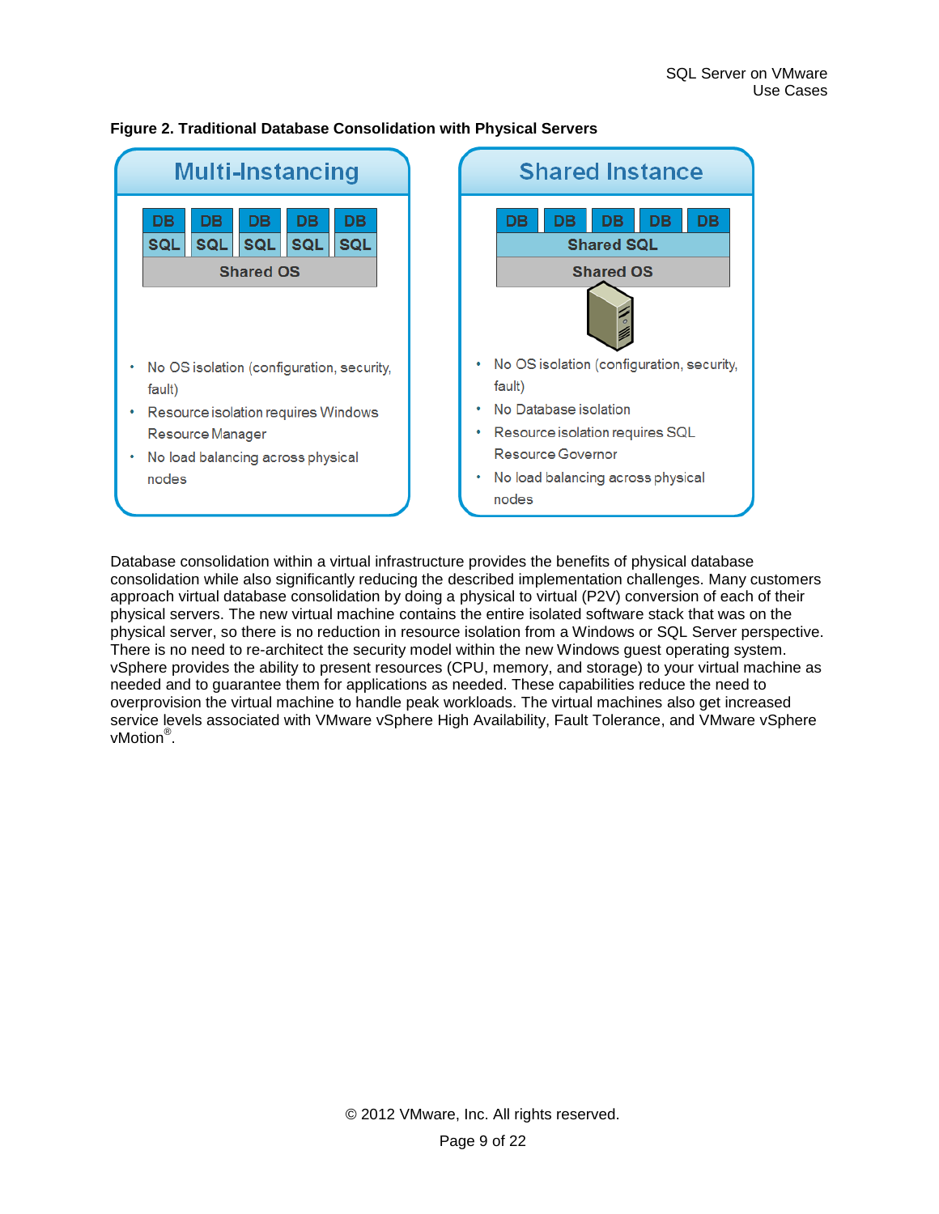**Figure 2. Traditional Database Consolidation with Physical Servers**

**Multi-Instancing**

| DB | DB | DB | DB | DB |
|---|---|---|---|---|
| SQL | SQL | SQL | SQL | SQL |
| Shared OS | | | | |

- No OS isolation (configuration, security, fault)
- Resource isolation requires Windows Resource Manager
- No load balancing across physical nodes

**Shared Instance**

| DB | DB | DB | DB | DB |
|---|---|---|---|---|
| Shared SQL | | | | |
| Shared OS | | | | |

- No OS isolation (configuration, security, fault)
- No Database isolation
- Resource isolation requires SQL Resource Governor
- No load balancing across physical nodes

Database consolidation within a virtual infrastructure provides the benefits of physical database consolidation while also significantly reducing the described implementation challenges. Many customers approach virtual database consolidation by doing a physical to virtual (P2V) conversion of each of their physical servers. The new virtual machine contains the entire isolated software stack that was on the physical server, so there is no reduction in resource isolation from a Windows or SQL Server perspective. There is no need to re-architect the security model within the new Windows guest operating system. vSphere provides the ability to present resources (CPU, memory, and storage) to your virtual machine as needed and to guarantee them for applications as needed. These capabilities reduce the need to overprovision the virtual machine to handle peak workloads. The virtual machines also get increased service levels associated with VMware vSphere High Availability, Fault Tolerance, and VMware vSphere vMotion®.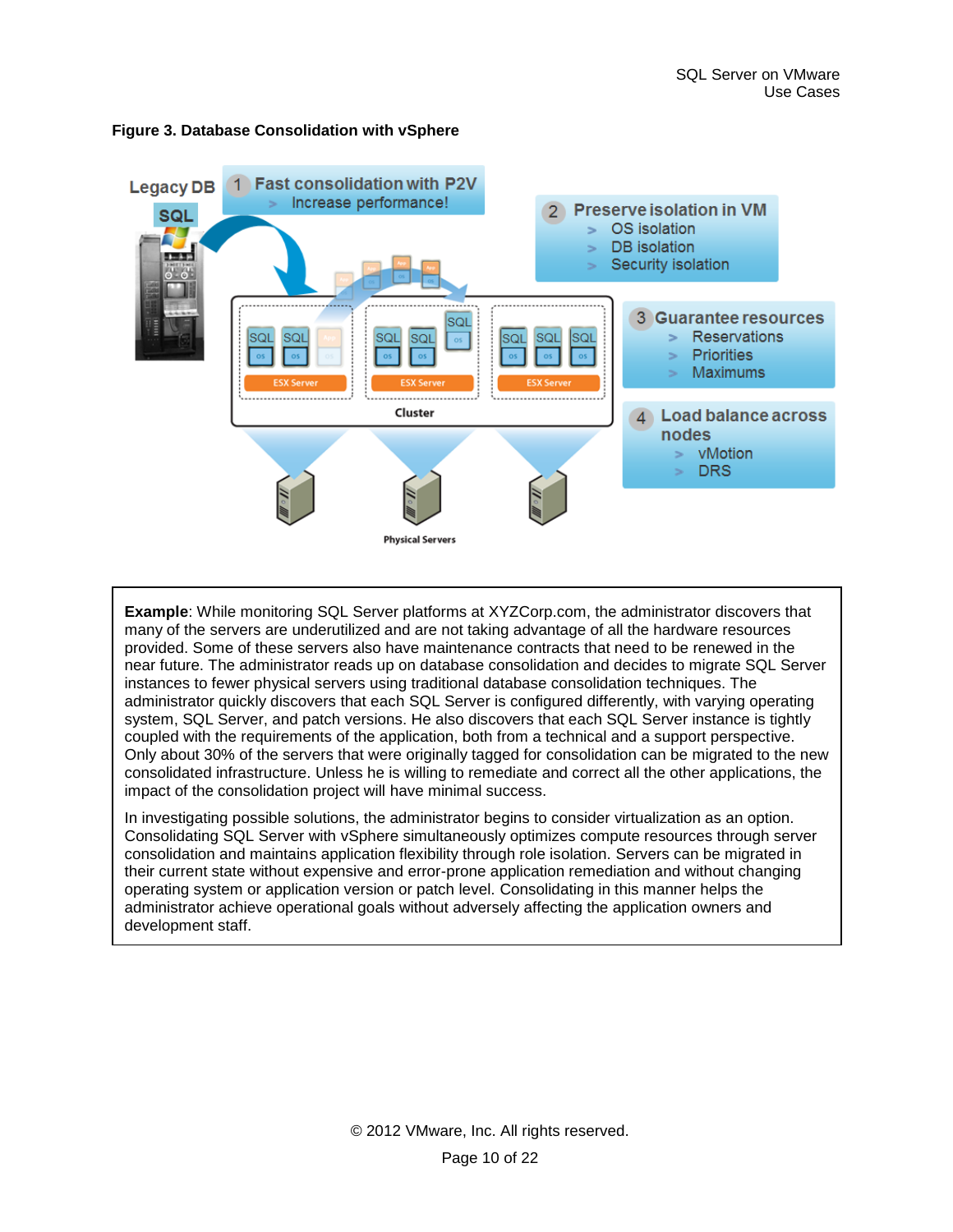**Figure 3. Database Consolidation with vSphere**

Legacy DB

SQL

1 Fast consolidation with P2V
- Increase performance!

2 Preserve isolation in VM
- OS isolation
- DB isolation
- Security isolation

3 Guarantee resources
- Reservations
- Priorities
- Maximums

4 Load balance across nodes
- vMotion
- DRS

ESX Server | ESX Server | ESX Server

Cluster

Physical Servers

---

**Example**: While monitoring SQL Server platforms at XYZCorp.com, the administrator discovers that many of the servers are underutilized and are not taking advantage of all the hardware resources provided. Some of these servers also have maintenance contracts that need to be renewed in the near future. The administrator reads up on database consolidation and decides to migrate SQL Server instances to fewer physical servers using traditional database consolidation techniques. The administrator quickly discovers that each SQL Server is configured differently, with varying operating system, SQL Server, and patch versions. He also discovers that each SQL Server instance is tightly coupled with the requirements of the application, both from a technical and a support perspective. Only about 30% of the servers that were originally tagged for consolidation can be migrated to the new consolidated infrastructure. Unless he is willing to remediate and correct all the other applications, the impact of the consolidation project will have minimal success.

In investigating possible solutions, the administrator begins to consider virtualization as an option. Consolidating SQL Server with vSphere simultaneously optimizes compute resources through server consolidation and maintains application flexibility through role isolation. Servers can be migrated in their current state without expensive and error-prone application remediation and without changing operating system or application version or patch level. Consolidating in this manner helps the administrator achieve operational goals without adversely affecting the application owners and development staff.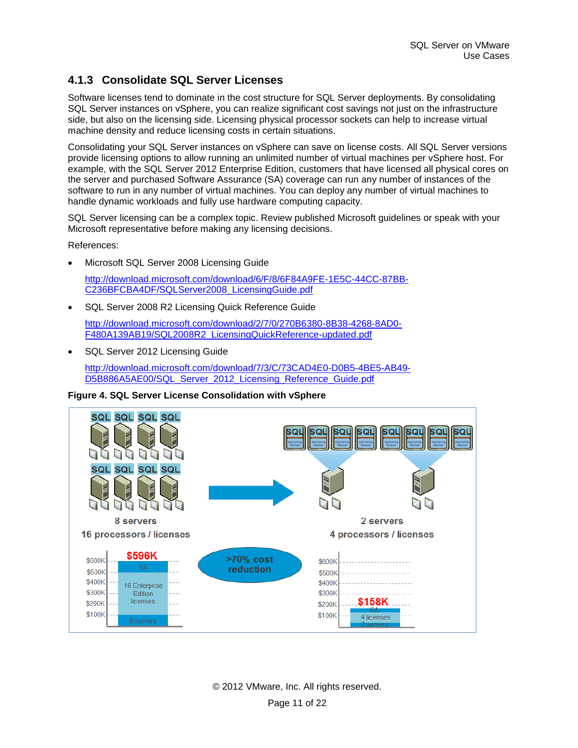### 4.1.3 Consolidate SQL Server Licenses

Software licenses tend to dominate in the cost structure for SQL Server deployments. By consolidating SQL Server instances on vSphere, you can realize significant cost savings not just on the infrastructure side, but also on the licensing side. Licensing physical processor sockets can help to increase virtual machine density and reduce licensing costs in certain situations.

Consolidating your SQL Server instances on vSphere can save on license costs. All SQL Server versions provide licensing options to allow running an unlimited number of virtual machines per vSphere host. For example, with the SQL Server 2012 Enterprise Edition, customers that have licensed all physical cores on the server and purchased Software Assurance (SA) coverage can run any number of instances of the software to run in any number of virtual machines. You can deploy any number of virtual machines to handle dynamic workloads and fully use hardware computing capacity.

SQL Server licensing can be a complex topic. Review published Microsoft guidelines or speak with your Microsoft representative before making any licensing decisions.

References:

- Microsoft SQL Server 2008 Licensing Guide

  http://download.microsoft.com/download/6/F/8/6F84A9FE-1E5C-44CC-87BB-C236BFCBA4DF/SQLServer2008_LicensingGuide.pdf

- SQL Server 2008 R2 Licensing Quick Reference Guide

  http://download.microsoft.com/download/2/7/0/270B6380-8B38-4268-8AD0-F480A139AB19/SQL2008R2_LicensingQuickReference-updated.pdf

- SQL Server 2012 Licensing Guide

  http://download.microsoft.com/download/7/3/C/73CAD4E0-D0B5-4BE5-AB49-D5B886A5AE00/SQL_Server_2012_Licensing_Reference_Guide.pdf

**Figure 4. SQL Server License Consolidation with vSphere**

8 servers
16 processors / licenses

$596K: SA; 16 Enterprise Edition licenses; 8 servers

>70% cost reduction

2 servers
4 processors / licenses

$158K: SA; 4 licenses; 2 servers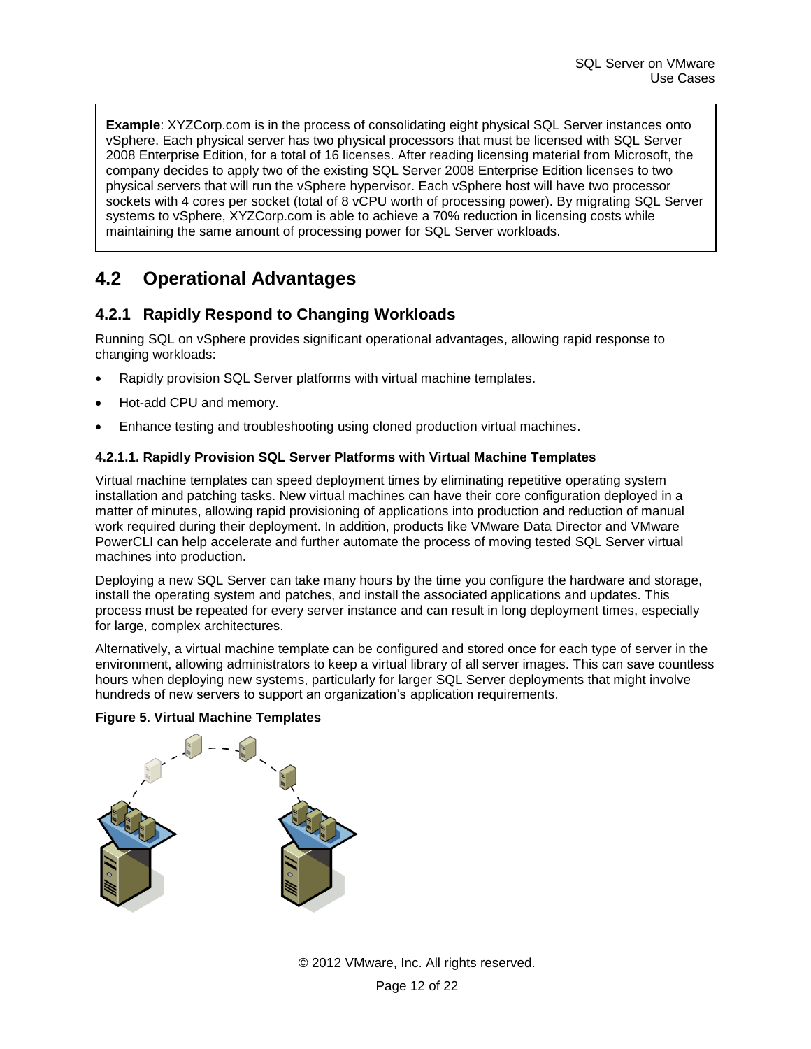**Example**: XYZCorp.com is in the process of consolidating eight physical SQL Server instances onto vSphere. Each physical server has two physical processors that must be licensed with SQL Server 2008 Enterprise Edition, for a total of 16 licenses. After reading licensing material from Microsoft, the company decides to apply two of the existing SQL Server 2008 Enterprise Edition licenses to two physical servers that will run the vSphere hypervisor. Each vSphere host will have two processor sockets with 4 cores per socket (total of 8 vCPU worth of processing power). By migrating SQL Server systems to vSphere, XYZCorp.com is able to achieve a 70% reduction in licensing costs while maintaining the same amount of processing power for SQL Server workloads.

## 4.2 Operational Advantages

### 4.2.1 Rapidly Respond to Changing Workloads

Running SQL on vSphere provides significant operational advantages, allowing rapid response to changing workloads:

- Rapidly provision SQL Server platforms with virtual machine templates.
- Hot-add CPU and memory.
- Enhance testing and troubleshooting using cloned production virtual machines.

#### 4.2.1.1. Rapidly Provision SQL Server Platforms with Virtual Machine Templates

Virtual machine templates can speed deployment times by eliminating repetitive operating system installation and patching tasks. New virtual machines can have their core configuration deployed in a matter of minutes, allowing rapid provisioning of applications into production and reduction of manual work required during their deployment. In addition, products like VMware Data Director and VMware PowerCLI can help accelerate and further automate the process of moving tested SQL Server virtual machines into production.

Deploying a new SQL Server can take many hours by the time you configure the hardware and storage, install the operating system and patches, and install the associated applications and updates. This process must be repeated for every server instance and can result in long deployment times, especially for large, complex architectures.

Alternatively, a virtual machine template can be configured and stored once for each type of server in the environment, allowing administrators to keep a virtual library of all server images. This can save countless hours when deploying new systems, particularly for larger SQL Server deployments that might involve hundreds of new servers to support an organization's application requirements.

**Figure 5. Virtual Machine Templates**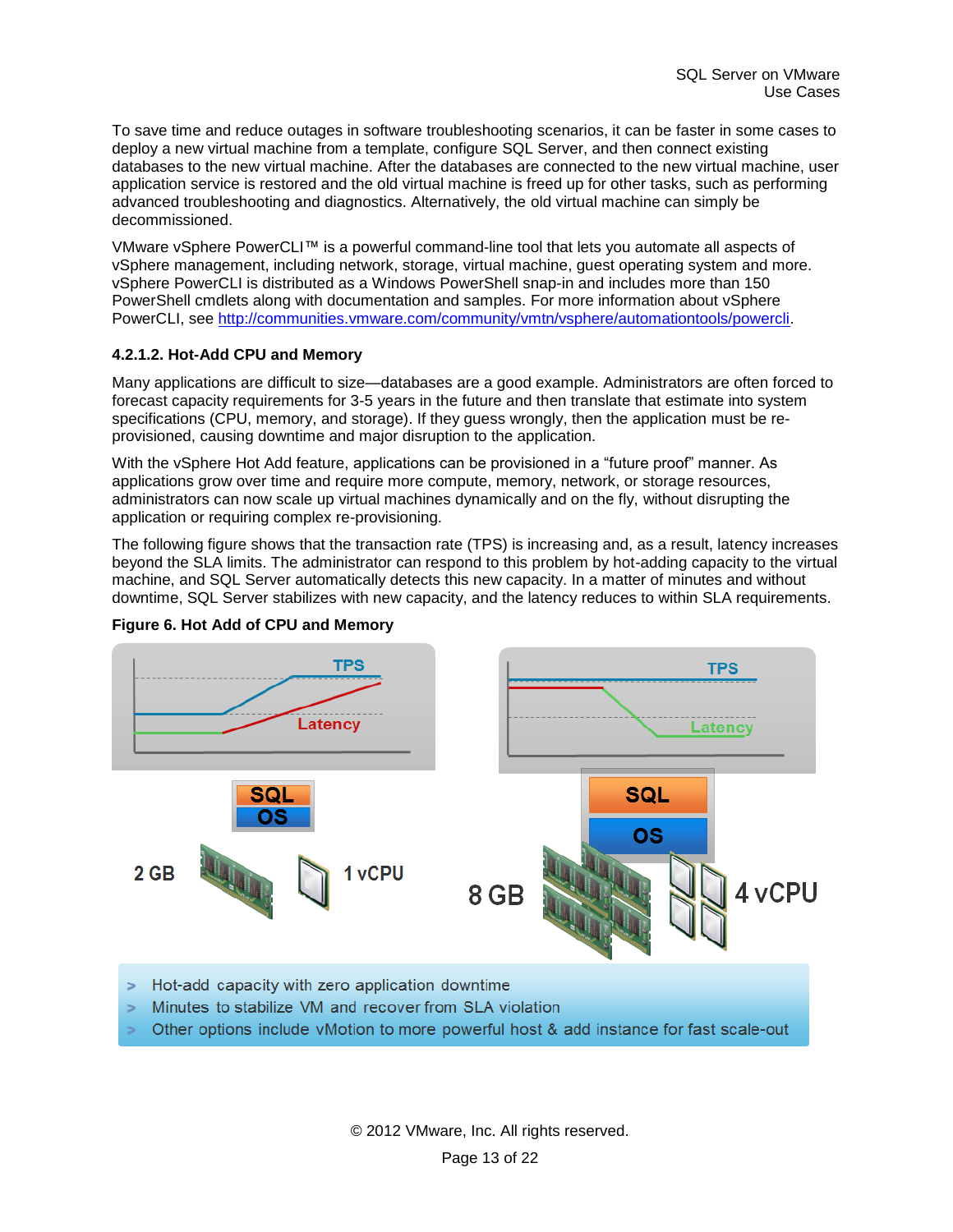To save time and reduce outages in software troubleshooting scenarios, it can be faster in some cases to deploy a new virtual machine from a template, configure SQL Server, and then connect existing databases to the new virtual machine. After the databases are connected to the new virtual machine, user application service is restored and the old virtual machine is freed up for other tasks, such as performing advanced troubleshooting and diagnostics. Alternatively, the old virtual machine can simply be decommissioned.

VMware vSphere PowerCLI™ is a powerful command-line tool that lets you automate all aspects of vSphere management, including network, storage, virtual machine, guest operating system and more. vSphere PowerCLI is distributed as a Windows PowerShell snap-in and includes more than 150 PowerShell cmdlets along with documentation and samples. For more information about vSphere PowerCLI, see http://communities.vmware.com/community/vmtn/vsphere/automationtools/powercli.

#### 4.2.1.2. Hot-Add CPU and Memory

Many applications are difficult to size—databases are a good example. Administrators are often forced to forecast capacity requirements for 3-5 years in the future and then translate that estimate into system specifications (CPU, memory, and storage). If they guess wrongly, then the application must be re-provisioned, causing downtime and major disruption to the application.

With the vSphere Hot Add feature, applications can be provisioned in a "future proof" manner. As applications grow over time and require more compute, memory, network, or storage resources, administrators can now scale up virtual machines dynamically and on the fly, without disrupting the application or requiring complex re-provisioning.

The following figure shows that the transaction rate (TPS) is increasing and, as a result, latency increases beyond the SLA limits. The administrator can respond to this problem by hot-adding capacity to the virtual machine, and SQL Server automatically detects this new capacity. In a matter of minutes and without downtime, SQL Server stabilizes with new capacity, and the latency reduces to within SLA requirements.

**Figure 6. Hot Add of CPU and Memory**

TPS, Latency, SQL, OS, 2 GB, 1 vCPU

TPS, Latency, SQL, OS, 8 GB, 4 vCPU

- Hot-add capacity with zero application downtime
- Minutes to stabilize VM and recover from SLA violation
- Other options include vMotion to more powerful host & add instance for fast scale-out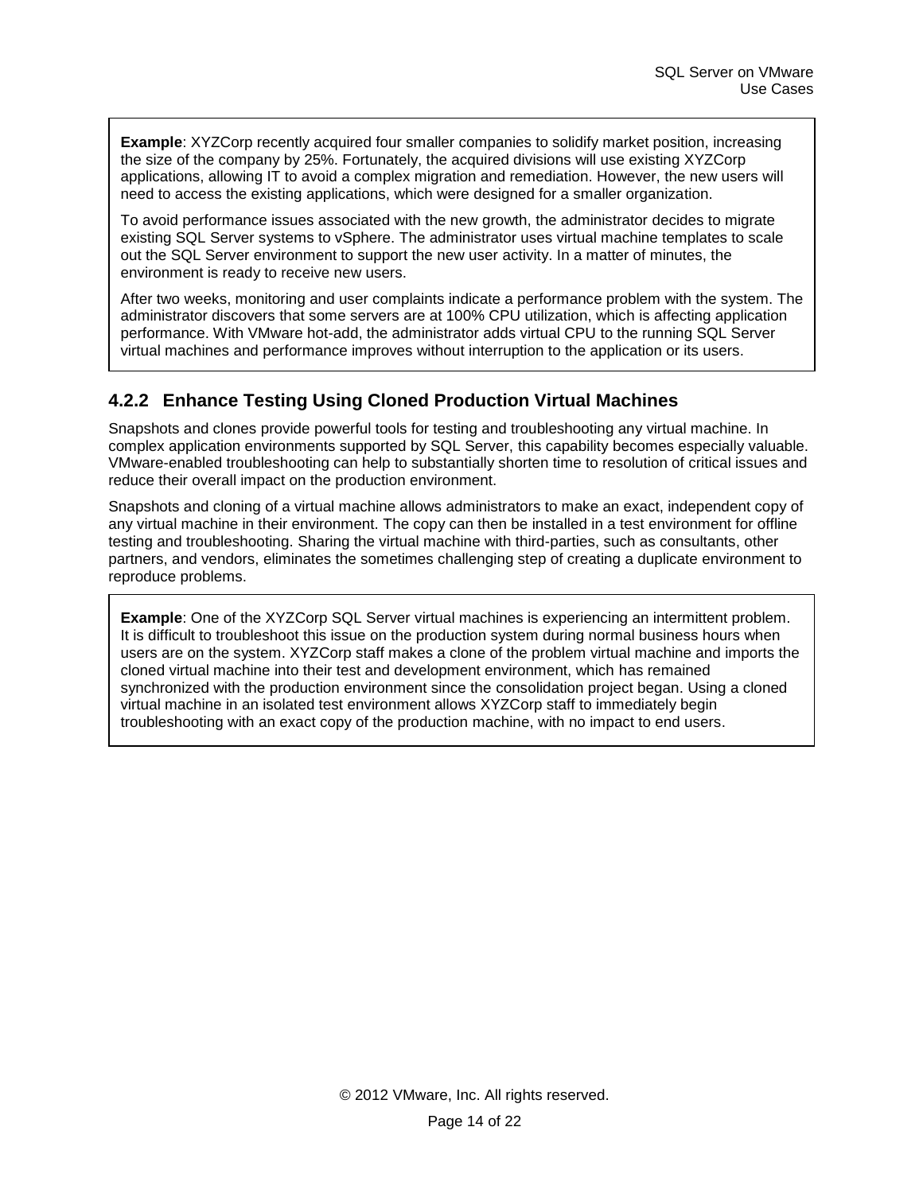**Example**: XYZCorp recently acquired four smaller companies to solidify market position, increasing the size of the company by 25%. Fortunately, the acquired divisions will use existing XYZCorp applications, allowing IT to avoid a complex migration and remediation. However, the new users will need to access the existing applications, which were designed for a smaller organization.

To avoid performance issues associated with the new growth, the administrator decides to migrate existing SQL Server systems to vSphere. The administrator uses virtual machine templates to scale out the SQL Server environment to support the new user activity. In a matter of minutes, the environment is ready to receive new users.

After two weeks, monitoring and user complaints indicate a performance problem with the system. The administrator discovers that some servers are at 100% CPU utilization, which is affecting application performance. With VMware hot-add, the administrator adds virtual CPU to the running SQL Server virtual machines and performance improves without interruption to the application or its users.

### 4.2.2 Enhance Testing Using Cloned Production Virtual Machines

Snapshots and clones provide powerful tools for testing and troubleshooting any virtual machine. In complex application environments supported by SQL Server, this capability becomes especially valuable. VMware-enabled troubleshooting can help to substantially shorten time to resolution of critical issues and reduce their overall impact on the production environment.

Snapshots and cloning of a virtual machine allows administrators to make an exact, independent copy of any virtual machine in their environment. The copy can then be installed in a test environment for offline testing and troubleshooting. Sharing the virtual machine with third-parties, such as consultants, other partners, and vendors, eliminates the sometimes challenging step of creating a duplicate environment to reproduce problems.

**Example**: One of the XYZCorp SQL Server virtual machines is experiencing an intermittent problem. It is difficult to troubleshoot this issue on the production system during normal business hours when users are on the system. XYZCorp staff makes a clone of the problem virtual machine and imports the cloned virtual machine into their test and development environment, which has remained synchronized with the production environment since the consolidation project began. Using a cloned virtual machine in an isolated test environment allows XYZCorp staff to immediately begin troubleshooting with an exact copy of the production machine, with no impact to end users.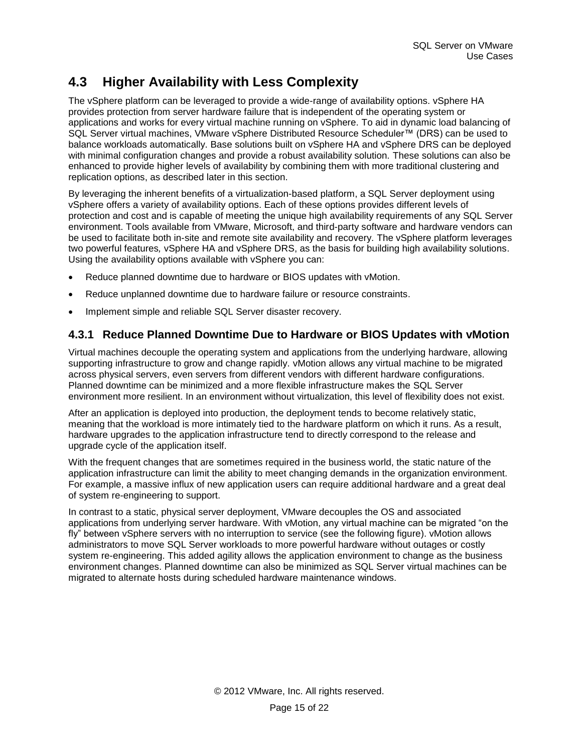## 4.3 Higher Availability with Less Complexity

The vSphere platform can be leveraged to provide a wide-range of availability options. vSphere HA provides protection from server hardware failure that is independent of the operating system or applications and works for every virtual machine running on vSphere. To aid in dynamic load balancing of SQL Server virtual machines, VMware vSphere Distributed Resource Scheduler™ (DRS) can be used to balance workloads automatically. Base solutions built on vSphere HA and vSphere DRS can be deployed with minimal configuration changes and provide a robust availability solution. These solutions can also be enhanced to provide higher levels of availability by combining them with more traditional clustering and replication options, as described later in this section.

By leveraging the inherent benefits of a virtualization-based platform, a SQL Server deployment using vSphere offers a variety of availability options. Each of these options provides different levels of protection and cost and is capable of meeting the unique high availability requirements of any SQL Server environment. Tools available from VMware, Microsoft, and third-party software and hardware vendors can be used to facilitate both in-site and remote site availability and recovery. The vSphere platform leverages two powerful features, vSphere HA and vSphere DRS, as the basis for building high availability solutions. Using the availability options available with vSphere you can:

- Reduce planned downtime due to hardware or BIOS updates with vMotion.
- Reduce unplanned downtime due to hardware failure or resource constraints.
- Implement simple and reliable SQL Server disaster recovery.

### 4.3.1 Reduce Planned Downtime Due to Hardware or BIOS Updates with vMotion

Virtual machines decouple the operating system and applications from the underlying hardware, allowing supporting infrastructure to grow and change rapidly. vMotion allows any virtual machine to be migrated across physical servers, even servers from different vendors with different hardware configurations. Planned downtime can be minimized and a more flexible infrastructure makes the SQL Server environment more resilient. In an environment without virtualization, this level of flexibility does not exist.

After an application is deployed into production, the deployment tends to become relatively static, meaning that the workload is more intimately tied to the hardware platform on which it runs. As a result, hardware upgrades to the application infrastructure tend to directly correspond to the release and upgrade cycle of the application itself.

With the frequent changes that are sometimes required in the business world, the static nature of the application infrastructure can limit the ability to meet changing demands in the organization environment. For example, a massive influx of new application users can require additional hardware and a great deal of system re-engineering to support.

In contrast to a static, physical server deployment, VMware decouples the OS and associated applications from underlying server hardware. With vMotion, any virtual machine can be migrated "on the fly" between vSphere servers with no interruption to service (see the following figure). vMotion allows administrators to move SQL Server workloads to more powerful hardware without outages or costly system re-engineering. This added agility allows the application environment to change as the business environment changes. Planned downtime can also be minimized as SQL Server virtual machines can be migrated to alternate hosts during scheduled hardware maintenance windows.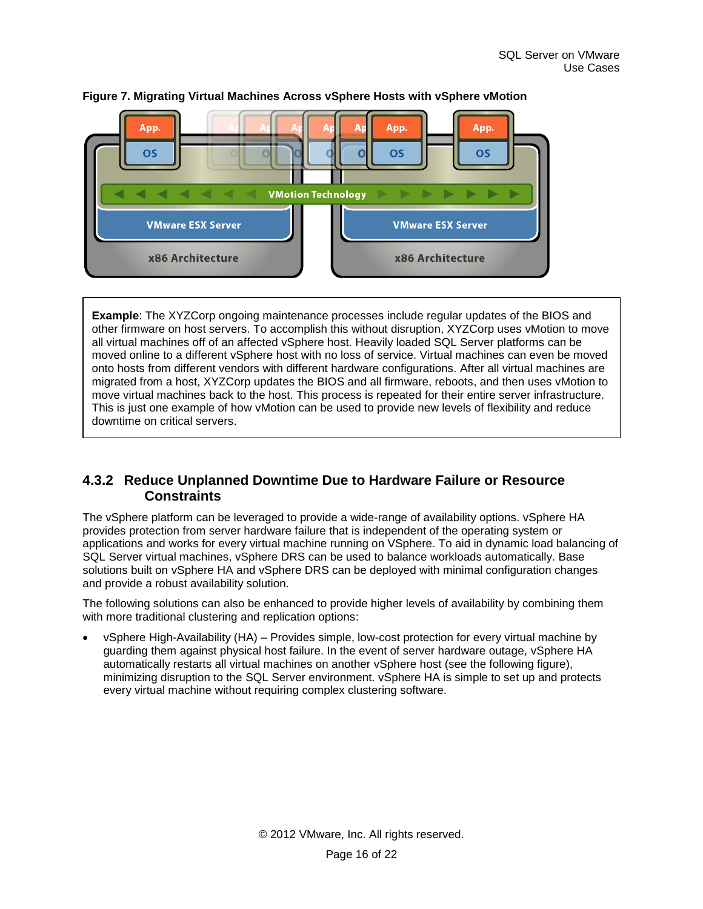**Figure 7. Migrating Virtual Machines Across vSphere Hosts with vSphere vMotion**

> **Example**: The XYZCorp ongoing maintenance processes include regular updates of the BIOS and other firmware on host servers. To accomplish this without disruption, XYZCorp uses vMotion to move all virtual machines off of an affected vSphere host. Heavily loaded SQL Server platforms can be moved online to a different vSphere host with no loss of service. Virtual machines can even be moved onto hosts from different vendors with different hardware configurations. After all virtual machines are migrated from a host, XYZCorp updates the BIOS and all firmware, reboots, and then uses vMotion to move virtual machines back to the host. This process is repeated for their entire server infrastructure. This is just one example of how vMotion can be used to provide new levels of flexibility and reduce downtime on critical servers.

### 4.3.2 Reduce Unplanned Downtime Due to Hardware Failure or Resource Constraints

The vSphere platform can be leveraged to provide a wide-range of availability options. vSphere HA provides protection from server hardware failure that is independent of the operating system or applications and works for every virtual machine running on VSphere. To aid in dynamic load balancing of SQL Server virtual machines, vSphere DRS can be used to balance workloads automatically. Base solutions built on vSphere HA and vSphere DRS can be deployed with minimal configuration changes and provide a robust availability solution.

The following solutions can also be enhanced to provide higher levels of availability by combining them with more traditional clustering and replication options:

- vSphere High-Availability (HA) – Provides simple, low-cost protection for every virtual machine by guarding them against physical host failure. In the event of server hardware outage, vSphere HA automatically restarts all virtual machines on another vSphere host (see the following figure), minimizing disruption to the SQL Server environment. vSphere HA is simple to set up and protects every virtual machine without requiring complex clustering software.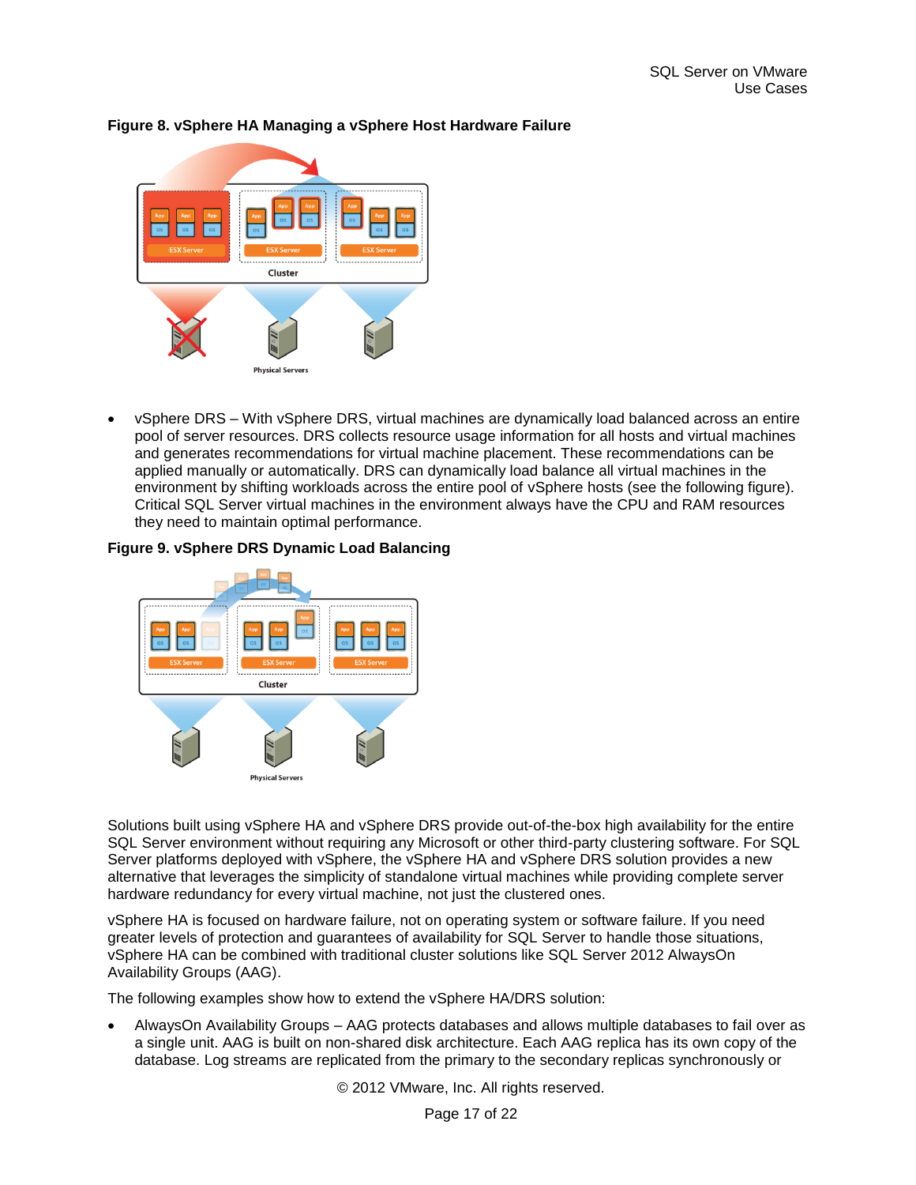**Figure 8. vSphere HA Managing a vSphere Host Hardware Failure**

- vSphere DRS – With vSphere DRS, virtual machines are dynamically load balanced across an entire pool of server resources. DRS collects resource usage information for all hosts and virtual machines and generates recommendations for virtual machine placement. These recommendations can be applied manually or automatically. DRS can dynamically load balance all virtual machines in the environment by shifting workloads across the entire pool of vSphere hosts (see the following figure). Critical SQL Server virtual machines in the environment always have the CPU and RAM resources they need to maintain optimal performance.

**Figure 9. vSphere DRS Dynamic Load Balancing**

Solutions built using vSphere HA and vSphere DRS provide out-of-the-box high availability for the entire SQL Server environment without requiring any Microsoft or other third-party clustering software. For SQL Server platforms deployed with vSphere, the vSphere HA and vSphere DRS solution provides a new alternative that leverages the simplicity of standalone virtual machines while providing complete server hardware redundancy for every virtual machine, not just the clustered ones.

vSphere HA is focused on hardware failure, not on operating system or software failure. If you need greater levels of protection and guarantees of availability for SQL Server to handle those situations, vSphere HA can be combined with traditional cluster solutions like SQL Server 2012 AlwaysOn Availability Groups (AAG).

The following examples show how to extend the vSphere HA/DRS solution:

- AlwaysOn Availability Groups – AAG protects databases and allows multiple databases to fail over as a single unit. AAG is built on non-shared disk architecture. Each AAG replica has its own copy of the database. Log streams are replicated from the primary to the secondary replicas synchronously or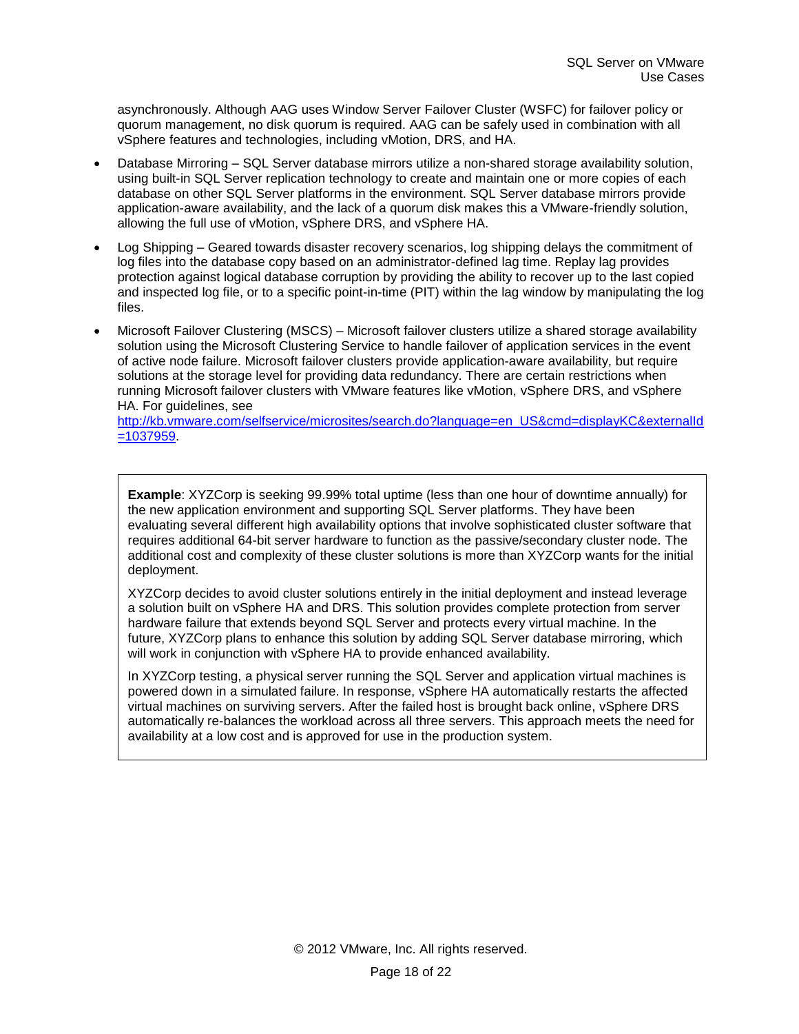asynchronously. Although AAG uses Window Server Failover Cluster (WSFC) for failover policy or quorum management, no disk quorum is required. AAG can be safely used in combination with all vSphere features and technologies, including vMotion, DRS, and HA.

- Database Mirroring – SQL Server database mirrors utilize a non-shared storage availability solution, using built-in SQL Server replication technology to create and maintain one or more copies of each database on other SQL Server platforms in the environment. SQL Server database mirrors provide application-aware availability, and the lack of a quorum disk makes this a VMware-friendly solution, allowing the full use of vMotion, vSphere DRS, and vSphere HA.
- Log Shipping – Geared towards disaster recovery scenarios, log shipping delays the commitment of log files into the database copy based on an administrator-defined lag time. Replay lag provides protection against logical database corruption by providing the ability to recover up to the last copied and inspected log file, or to a specific point-in-time (PIT) within the lag window by manipulating the log files.
- Microsoft Failover Clustering (MSCS) – Microsoft failover clusters utilize a shared storage availability solution using the Microsoft Clustering Service to handle failover of application services in the event of active node failure. Microsoft failover clusters provide application-aware availability, but require solutions at the storage level for providing data redundancy. There are certain restrictions when running Microsoft failover clusters with VMware features like vMotion, vSphere DRS, and vSphere HA. For guidelines, see [http://kb.vmware.com/selfservice/microsites/search.do?language=en_US&cmd=displayKC&externalId=1037959](http://kb.vmware.com/selfservice/microsites/search.do?language=en_US&cmd=displayKC&externalId=1037959).

> **Example**: XYZCorp is seeking 99.99% total uptime (less than one hour of downtime annually) for the new application environment and supporting SQL Server platforms. They have been evaluating several different high availability options that involve sophisticated cluster software that requires additional 64-bit server hardware to function as the passive/secondary cluster node. The additional cost and complexity of these cluster solutions is more than XYZCorp wants for the initial deployment.
>
> XYZCorp decides to avoid cluster solutions entirely in the initial deployment and instead leverage a solution built on vSphere HA and DRS. This solution provides complete protection from server hardware failure that extends beyond SQL Server and protects every virtual machine. In the future, XYZCorp plans to enhance this solution by adding SQL Server database mirroring, which will work in conjunction with vSphere HA to provide enhanced availability.
>
> In XYZCorp testing, a physical server running the SQL Server and application virtual machines is powered down in a simulated failure. In response, vSphere HA automatically restarts the affected virtual machines on surviving servers. After the failed host is brought back online, vSphere DRS automatically re-balances the workload across all three servers. This approach meets the need for availability at a low cost and is approved for use in the production system.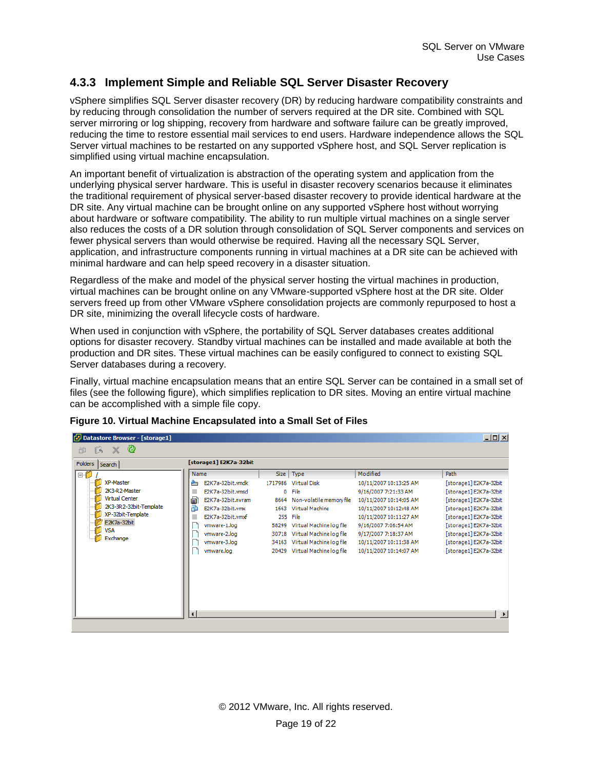### 4.3.3 Implement Simple and Reliable SQL Server Disaster Recovery

vSphere simplifies SQL Server disaster recovery (DR) by reducing hardware compatibility constraints and by reducing through consolidation the number of servers required at the DR site. Combined with SQL server mirroring or log shipping, recovery from hardware and software failure can be greatly improved, reducing the time to restore essential mail services to end users. Hardware independence allows the SQL Server virtual machines to be restarted on any supported vSphere host, and SQL Server replication is simplified using virtual machine encapsulation.

An important benefit of virtualization is abstraction of the operating system and application from the underlying physical server hardware. This is useful in disaster recovery scenarios because it eliminates the traditional requirement of physical server-based disaster recovery to provide identical hardware at the DR site. Any virtual machine can be brought online on any supported vSphere host without worrying about hardware or software compatibility. The ability to run multiple virtual machines on a single server also reduces the costs of a DR solution through consolidation of SQL Server components and services on fewer physical servers than would otherwise be required. Having all the necessary SQL Server, application, and infrastructure components running in virtual machines at a DR site can be achieved with minimal hardware and can help speed recovery in a disaster situation.

Regardless of the make and model of the physical server hosting the virtual machines in production, virtual machines can be brought online on any VMware-supported vSphere host at the DR site. Older servers freed up from other VMware vSphere consolidation projects are commonly repurposed to host a DR site, minimizing the overall lifecycle costs of hardware.

When used in conjunction with vSphere, the portability of SQL Server databases creates additional options for disaster recovery. Standby virtual machines can be installed and made available at both the production and DR sites. These virtual machines can be easily configured to connect to existing SQL Server databases during a recovery.

Finally, virtual machine encapsulation means that an entire SQL Server can be contained in a small set of files (see the following figure), which simplifies replication to DR sites. Moving an entire virtual machine can be accomplished with a simple file copy.

**Figure 10. Virtual Machine Encapsulated into a Small Set of Files**

Datastore Browser - [storage1]

Folders: /, XP-Master, 2K3-R2-Master, Virtual Center, 2K3-3R2-32bit-Template, XP-32bit-Template, E2K7a-32bit, VSA, Exchange

[storage1] E2K7a-32bit

| Name | Size | Type | Modified | Path |
|---|---|---|---|---|
| E2K7a-32bit.vmdk | 1717986 | Virtual Disk | 10/11/2007 10:13:25 AM | [storage1] E2K7a-32bit |
| E2K7a-32bit.vmsd | 0 | File | 9/16/2007 7:21:33 AM | [storage1] E2K7a-32bit |
| E2K7a-32bit.nvram | 8664 | Non-volatile memory file | 10/11/2007 10:14:05 AM | [storage1] E2K7a-32bit |
| E2K7a-32bit.vmx | 1663 | Virtual Machine | 10/11/2007 10:12:48 AM | [storage1] E2K7a-32bit |
| E2K7a-32bit.vmxf | 255 | File | 10/11/2007 10:11:27 AM | [storage1] E2K7a-32bit |
| vmware-1.log | 58299 | Virtual Machine log file | 9/16/2007 7:06:54 AM | [storage1] E2K7a-32bit |
| vmware-2.log | 30718 | Virtual Machine log file | 9/17/2007 7:18:37 AM | [storage1] E2K7a-32bit |
| vmware-3.log | 34163 | Virtual Machine log file | 10/11/2007 10:11:38 AM | [storage1] E2K7a-32bit |
| vmware.log | 20429 | Virtual Machine log file | 10/11/2007 10:14:07 AM | [storage1] E2K7a-32bit |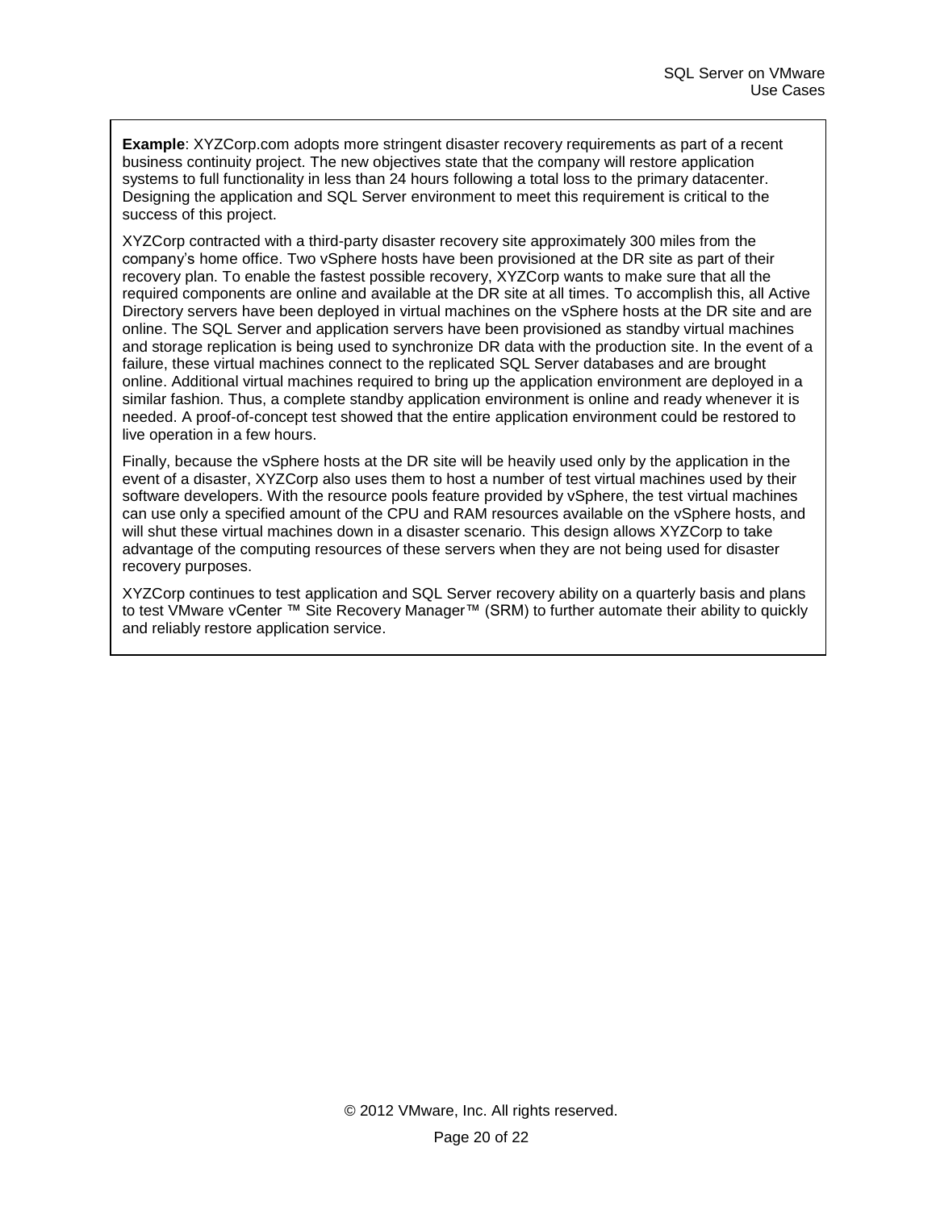**Example**: XYZCorp.com adopts more stringent disaster recovery requirements as part of a recent business continuity project. The new objectives state that the company will restore application systems to full functionality in less than 24 hours following a total loss to the primary datacenter. Designing the application and SQL Server environment to meet this requirement is critical to the success of this project.

XYZCorp contracted with a third-party disaster recovery site approximately 300 miles from the company's home office. Two vSphere hosts have been provisioned at the DR site as part of their recovery plan. To enable the fastest possible recovery, XYZCorp wants to make sure that all the required components are online and available at the DR site at all times. To accomplish this, all Active Directory servers have been deployed in virtual machines on the vSphere hosts at the DR site and are online. The SQL Server and application servers have been provisioned as standby virtual machines and storage replication is being used to synchronize DR data with the production site. In the event of a failure, these virtual machines connect to the replicated SQL Server databases and are brought online. Additional virtual machines required to bring up the application environment are deployed in a similar fashion. Thus, a complete standby application environment is online and ready whenever it is needed. A proof-of-concept test showed that the entire application environment could be restored to live operation in a few hours.

Finally, because the vSphere hosts at the DR site will be heavily used only by the application in the event of a disaster, XYZCorp also uses them to host a number of test virtual machines used by their software developers. With the resource pools feature provided by vSphere, the test virtual machines can use only a specified amount of the CPU and RAM resources available on the vSphere hosts, and will shut these virtual machines down in a disaster scenario. This design allows XYZCorp to take advantage of the computing resources of these servers when they are not being used for disaster recovery purposes.

XYZCorp continues to test application and SQL Server recovery ability on a quarterly basis and plans to test VMware vCenter ™ Site Recovery Manager™ (SRM) to further automate their ability to quickly and reliably restore application service.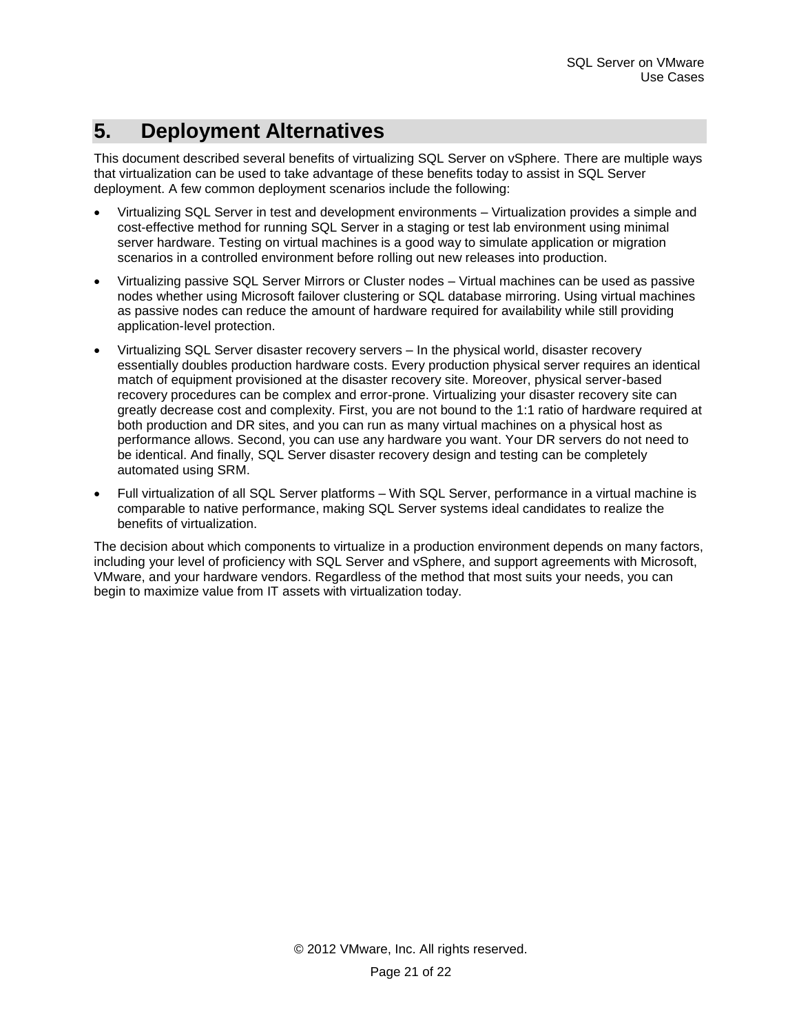# 5. Deployment Alternatives

This document described several benefits of virtualizing SQL Server on vSphere. There are multiple ways that virtualization can be used to take advantage of these benefits today to assist in SQL Server deployment. A few common deployment scenarios include the following:

- Virtualizing SQL Server in test and development environments – Virtualization provides a simple and cost-effective method for running SQL Server in a staging or test lab environment using minimal server hardware. Testing on virtual machines is a good way to simulate application or migration scenarios in a controlled environment before rolling out new releases into production.
- Virtualizing passive SQL Server Mirrors or Cluster nodes – Virtual machines can be used as passive nodes whether using Microsoft failover clustering or SQL database mirroring. Using virtual machines as passive nodes can reduce the amount of hardware required for availability while still providing application-level protection.
- Virtualizing SQL Server disaster recovery servers – In the physical world, disaster recovery essentially doubles production hardware costs. Every production physical server requires an identical match of equipment provisioned at the disaster recovery site. Moreover, physical server-based recovery procedures can be complex and error-prone. Virtualizing your disaster recovery site can greatly decrease cost and complexity. First, you are not bound to the 1:1 ratio of hardware required at both production and DR sites, and you can run as many virtual machines on a physical host as performance allows. Second, you can use any hardware you want. Your DR servers do not need to be identical. And finally, SQL Server disaster recovery design and testing can be completely automated using SRM.
- Full virtualization of all SQL Server platforms – With SQL Server, performance in a virtual machine is comparable to native performance, making SQL Server systems ideal candidates to realize the benefits of virtualization.

The decision about which components to virtualize in a production environment depends on many factors, including your level of proficiency with SQL Server and vSphere, and support agreements with Microsoft, VMware, and your hardware vendors. Regardless of the method that most suits your needs, you can begin to maximize value from IT assets with virtualization today.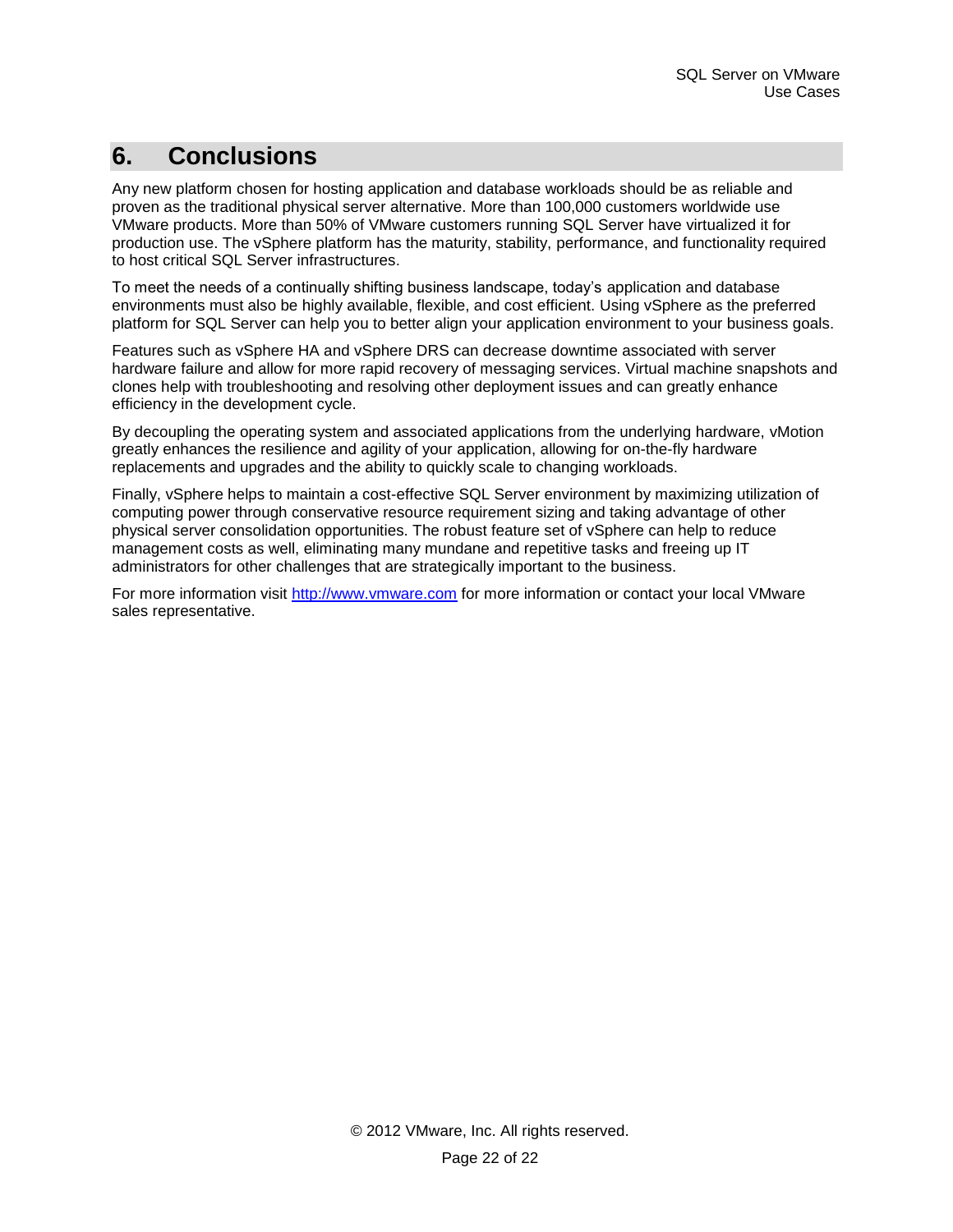# 6. Conclusions

Any new platform chosen for hosting application and database workloads should be as reliable and proven as the traditional physical server alternative. More than 100,000 customers worldwide use VMware products. More than 50% of VMware customers running SQL Server have virtualized it for production use. The vSphere platform has the maturity, stability, performance, and functionality required to host critical SQL Server infrastructures.

To meet the needs of a continually shifting business landscape, today's application and database environments must also be highly available, flexible, and cost efficient. Using vSphere as the preferred platform for SQL Server can help you to better align your application environment to your business goals.

Features such as vSphere HA and vSphere DRS can decrease downtime associated with server hardware failure and allow for more rapid recovery of messaging services. Virtual machine snapshots and clones help with troubleshooting and resolving other deployment issues and can greatly enhance efficiency in the development cycle.

By decoupling the operating system and associated applications from the underlying hardware, vMotion greatly enhances the resilience and agility of your application, allowing for on-the-fly hardware replacements and upgrades and the ability to quickly scale to changing workloads.

Finally, vSphere helps to maintain a cost-effective SQL Server environment by maximizing utilization of computing power through conservative resource requirement sizing and taking advantage of other physical server consolidation opportunities. The robust feature set of vSphere can help to reduce management costs as well, eliminating many mundane and repetitive tasks and freeing up IT administrators for other challenges that are strategically important to the business.

For more information visit [http://www.vmware.com](http://www.vmware.com) for more information or contact your local VMware sales representative.